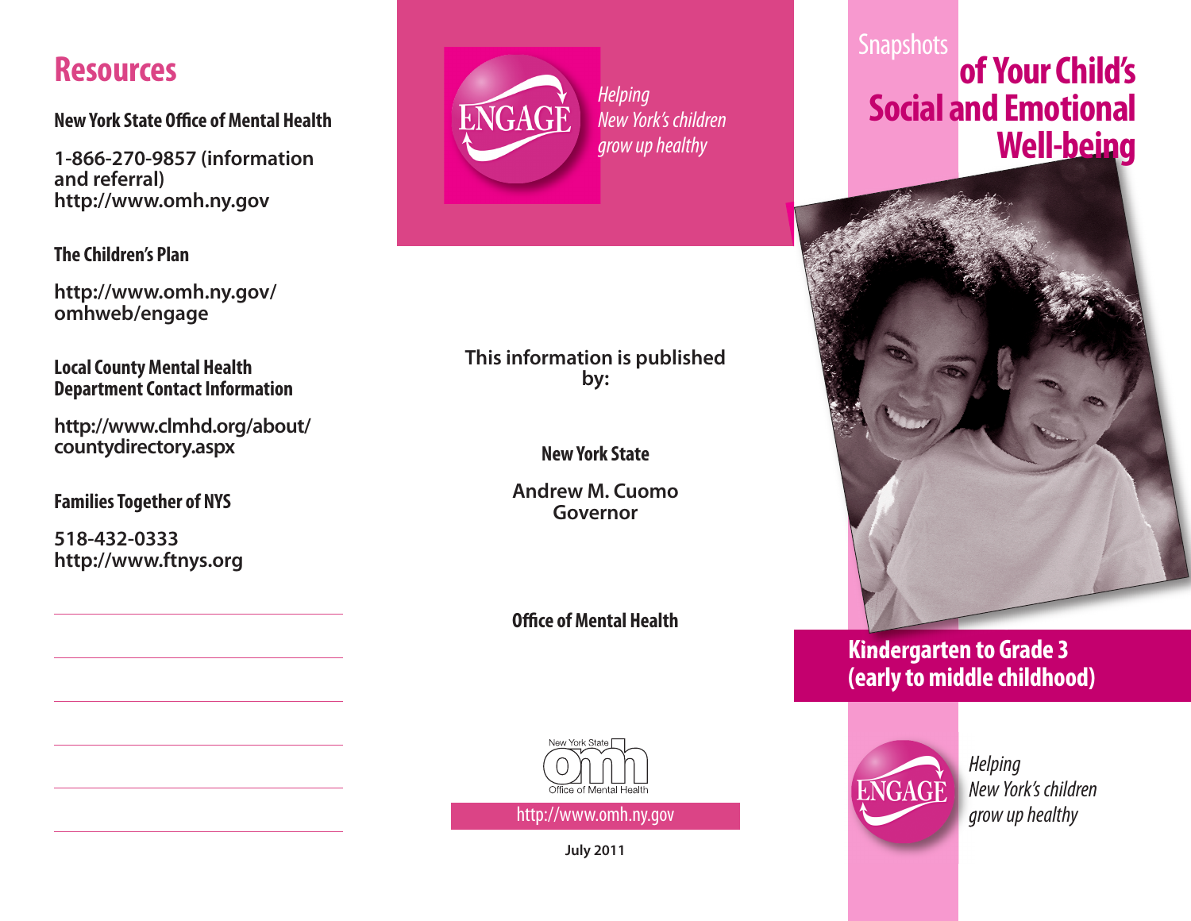# Resources

**New York State Office of Mental Health**

1-866-270-9857 (information and referral)
http://www.omh.ny.gov

**The Children's Plan**

http://www.omh.ny.gov/omhweb/engage

**Local County Mental Health Department Contact Information**

http://www.clmhd.org/about/countydirectory.aspx

**Families Together of NYS**

518-432-0333
http://www.ftnys.org

ENGAGE

*Helping New York's children grow up healthy*

This information is published by:

**New York State**

Andrew M. Cuomo
Governor

**Office of Mental Health**

New York State omh Office of Mental Health

http://www.omh.ny.gov

July 2011

# Snapshots of Your Child's Social and Emotional Well-being

## Kindergarten to Grade 3 (early to middle childhood)

ENGAGE

*Helping New York's children grow up healthy*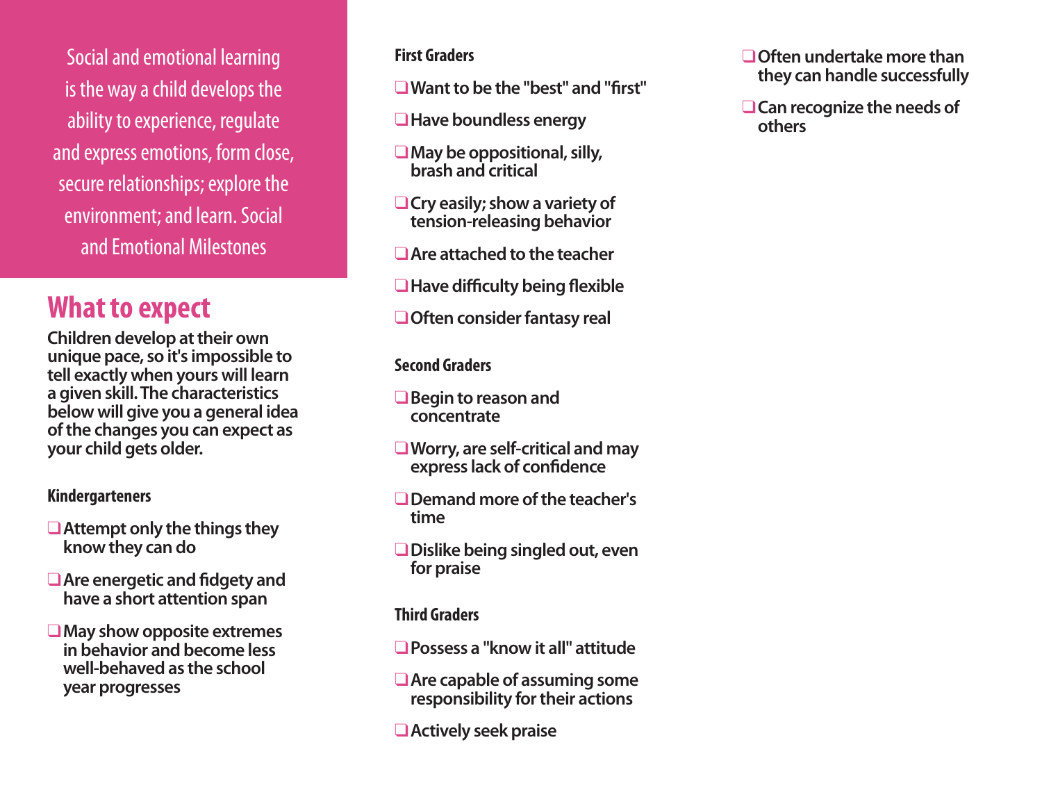Social and emotional learning is the way a child develops the ability to experience, regulate and express emotions, form close, secure relationships; explore the environment; and learn. Social and Emotional Milestones

## What to expect

**Children develop at their own unique pace, so it's impossible to tell exactly when yours will learn a given skill. The characteristics below will give you a general idea of the changes you can expect as your child gets older.**

### Kindergarteners

- Attempt only the things they know they can do
- Are energetic and fidgety and have a short attention span
- May show opposite extremes in behavior and become less well-behaved as the school year progresses

### First Graders

- Want to be the "best" and "first"
- Have boundless energy
- May be oppositional, silly, brash and critical
- Cry easily; show a variety of tension-releasing behavior
- Are attached to the teacher
- Have difficulty being flexible
- Often consider fantasy real

### Second Graders

- Begin to reason and concentrate
- Worry, are self-critical and may express lack of confidence
- Demand more of the teacher's time
- Dislike being singled out, even for praise

### Third Graders

- Possess a "know it all" attitude
- Are capable of assuming some responsibility for their actions
- Actively seek praise
- Often undertake more than they can handle successfully
- Can recognize the needs of others